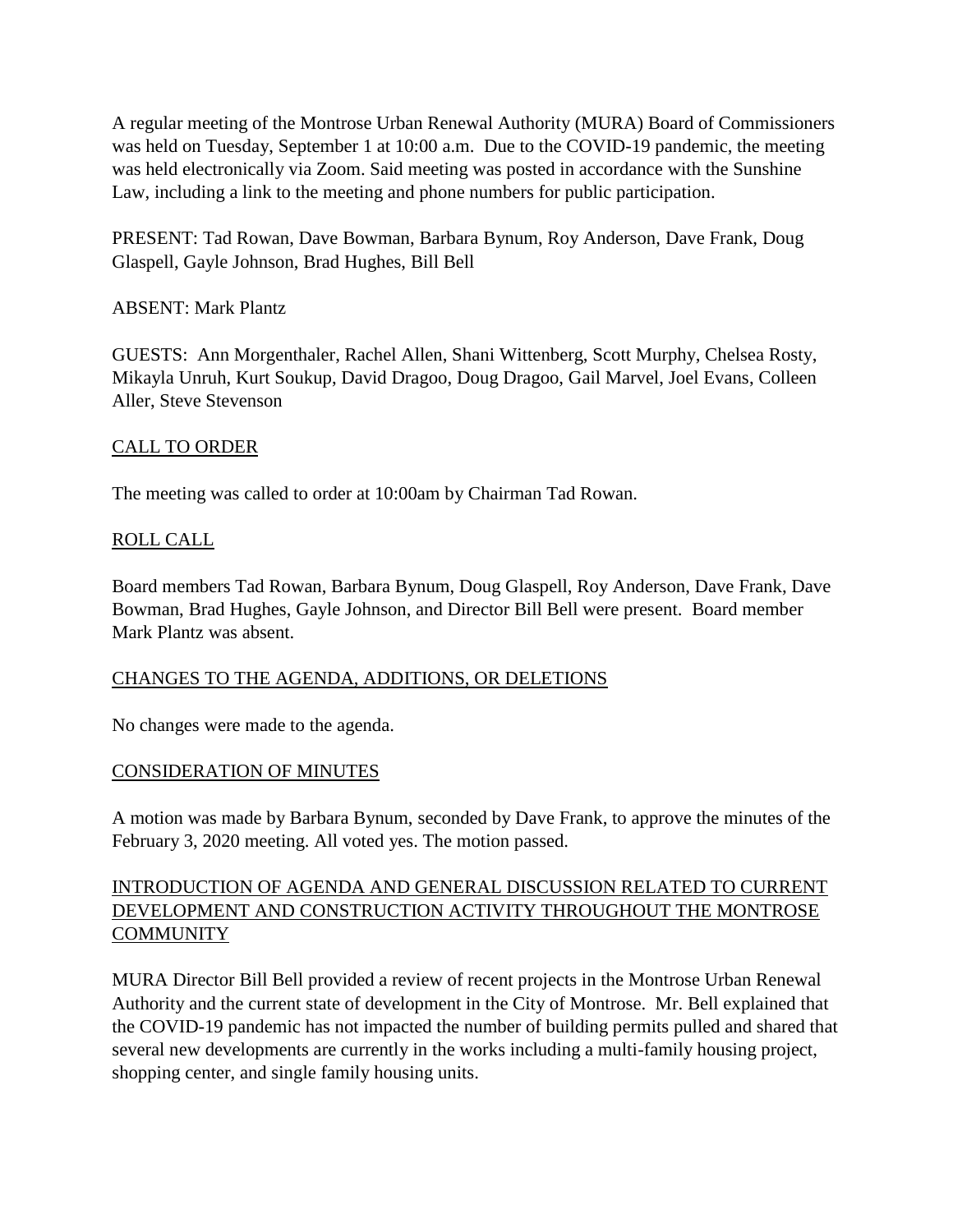A regular meeting of the Montrose Urban Renewal Authority (MURA) Board of Commissioners was held on Tuesday, September 1 at 10:00 a.m. Due to the COVID-19 pandemic, the meeting was held electronically via Zoom. Said meeting was posted in accordance with the Sunshine Law, including a link to the meeting and phone numbers for public participation.

PRESENT: Tad Rowan, Dave Bowman, Barbara Bynum, Roy Anderson, Dave Frank, Doug Glaspell, Gayle Johnson, Brad Hughes, Bill Bell

ABSENT: Mark Plantz

GUESTS: Ann Morgenthaler, Rachel Allen, Shani Wittenberg, Scott Murphy, Chelsea Rosty, Mikayla Unruh, Kurt Soukup, David Dragoo, Doug Dragoo, Gail Marvel, Joel Evans, Colleen Aller, Steve Stevenson

## CALL TO ORDER

The meeting was called to order at 10:00am by Chairman Tad Rowan.

## ROLL CALL

Board members Tad Rowan, Barbara Bynum, Doug Glaspell, Roy Anderson, Dave Frank, Dave Bowman, Brad Hughes, Gayle Johnson, and Director Bill Bell were present. Board member Mark Plantz was absent.

## CHANGES TO THE AGENDA, ADDITIONS, OR DELETIONS

No changes were made to the agenda.

## CONSIDERATION OF MINUTES

A motion was made by Barbara Bynum, seconded by Dave Frank, to approve the minutes of the February 3, 2020 meeting. All voted yes. The motion passed.

## INTRODUCTION OF AGENDA AND GENERAL DISCUSSION RELATED TO CURRENT DEVELOPMENT AND CONSTRUCTION ACTIVITY THROUGHOUT THE MONTROSE COMMUNITY

MURA Director Bill Bell provided a review of recent projects in the Montrose Urban Renewal Authority and the current state of development in the City of Montrose. Mr. Bell explained that the COVID-19 pandemic has not impacted the number of building permits pulled and shared that several new developments are currently in the works including a multi-family housing project, shopping center, and single family housing units.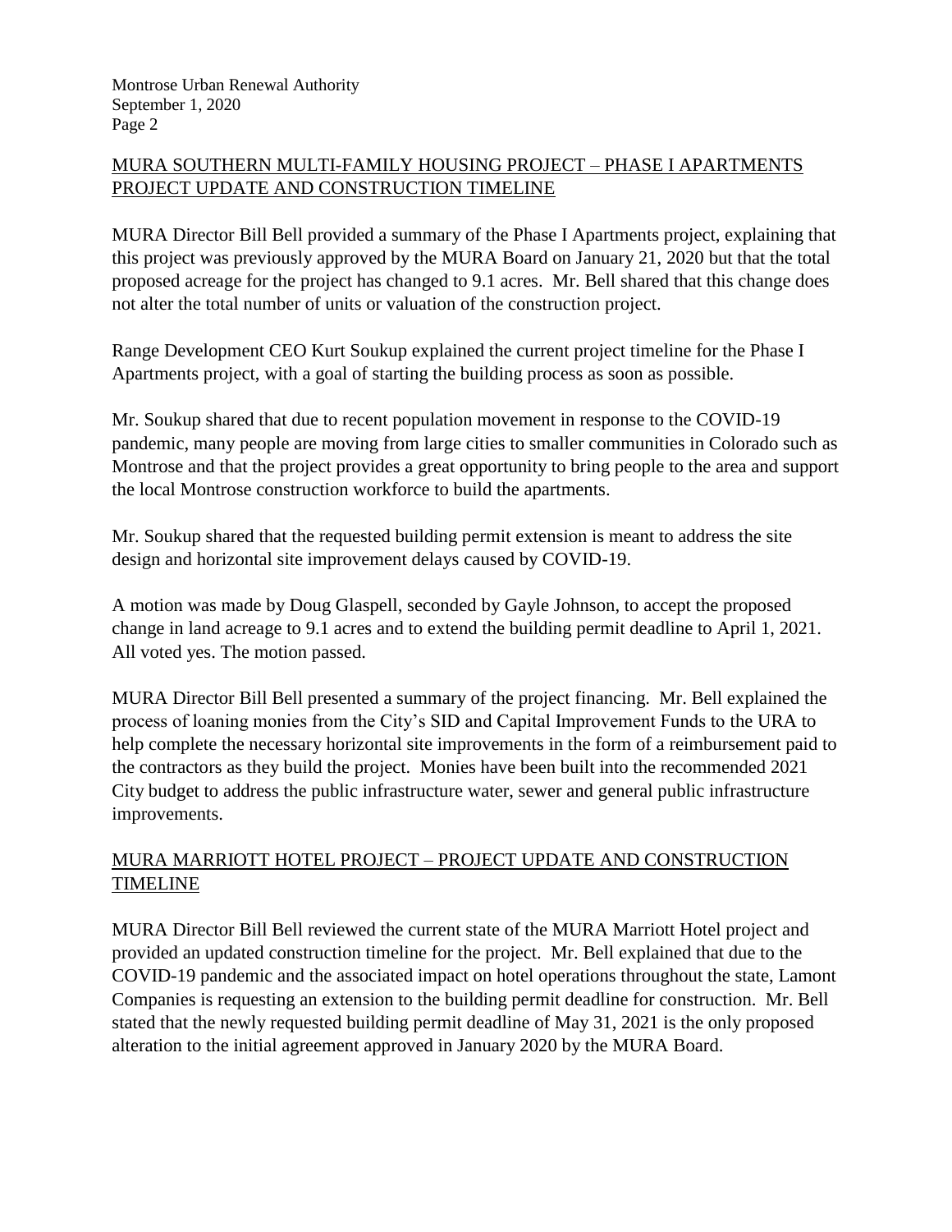## MURA SOUTHERN MULTI-FAMILY HOUSING PROJECT – PHASE I APARTMENTS PROJECT UPDATE AND CONSTRUCTION TIMELINE

MURA Director Bill Bell provided a summary of the Phase I Apartments project, explaining that this project was previously approved by the MURA Board on January 21, 2020 but that the total proposed acreage for the project has changed to 9.1 acres. Mr. Bell shared that this change does not alter the total number of units or valuation of the construction project.

Range Development CEO Kurt Soukup explained the current project timeline for the Phase I Apartments project, with a goal of starting the building process as soon as possible.

Mr. Soukup shared that due to recent population movement in response to the COVID-19 pandemic, many people are moving from large cities to smaller communities in Colorado such as Montrose and that the project provides a great opportunity to bring people to the area and support the local Montrose construction workforce to build the apartments.

Mr. Soukup shared that the requested building permit extension is meant to address the site design and horizontal site improvement delays caused by COVID-19.

A motion was made by Doug Glaspell, seconded by Gayle Johnson, to accept the proposed change in land acreage to 9.1 acres and to extend the building permit deadline to April 1, 2021. All voted yes. The motion passed.

MURA Director Bill Bell presented a summary of the project financing. Mr. Bell explained the process of loaning monies from the City's SID and Capital Improvement Funds to the URA to help complete the necessary horizontal site improvements in the form of a reimbursement paid to the contractors as they build the project. Monies have been built into the recommended 2021 City budget to address the public infrastructure water, sewer and general public infrastructure improvements.

## MURA MARRIOTT HOTEL PROJECT – PROJECT UPDATE AND CONSTRUCTION TIMELINE

MURA Director Bill Bell reviewed the current state of the MURA Marriott Hotel project and provided an updated construction timeline for the project. Mr. Bell explained that due to the COVID-19 pandemic and the associated impact on hotel operations throughout the state, Lamont Companies is requesting an extension to the building permit deadline for construction. Mr. Bell stated that the newly requested building permit deadline of May 31, 2021 is the only proposed alteration to the initial agreement approved in January 2020 by the MURA Board.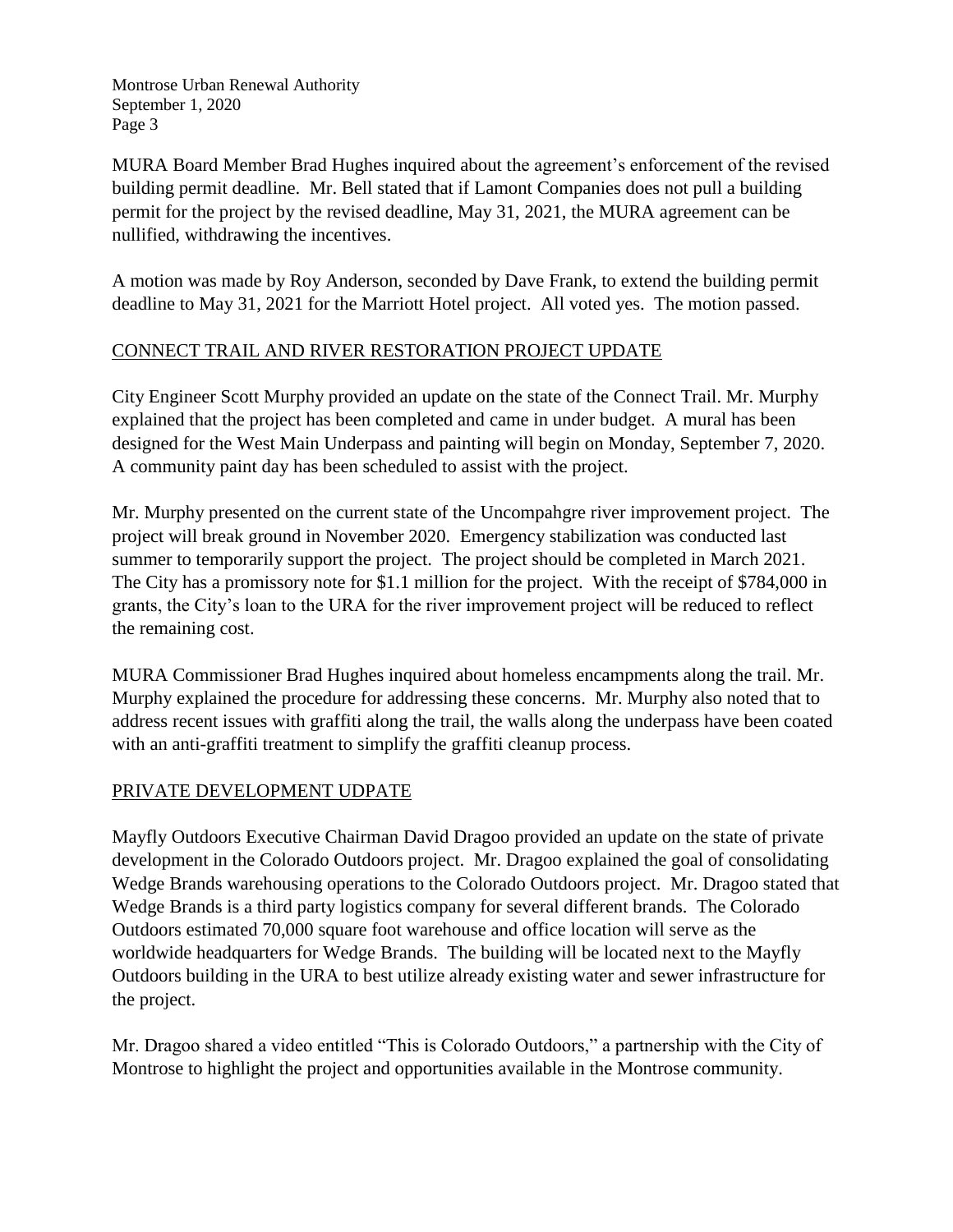MURA Board Member Brad Hughes inquired about the agreement's enforcement of the revised building permit deadline. Mr. Bell stated that if Lamont Companies does not pull a building permit for the project by the revised deadline, May 31, 2021, the MURA agreement can be nullified, withdrawing the incentives.

A motion was made by Roy Anderson, seconded by Dave Frank, to extend the building permit deadline to May 31, 2021 for the Marriott Hotel project. All voted yes. The motion passed.

## CONNECT TRAIL AND RIVER RESTORATION PROJECT UPDATE

City Engineer Scott Murphy provided an update on the state of the Connect Trail. Mr. Murphy explained that the project has been completed and came in under budget. A mural has been designed for the West Main Underpass and painting will begin on Monday, September 7, 2020. A community paint day has been scheduled to assist with the project.

Mr. Murphy presented on the current state of the Uncompahgre river improvement project. The project will break ground in November 2020. Emergency stabilization was conducted last summer to temporarily support the project. The project should be completed in March 2021. The City has a promissory note for $1.1 million for the project. With the receipt of $784,000 in grants, the City's loan to the URA for the river improvement project will be reduced to reflect the remaining cost.

MURA Commissioner Brad Hughes inquired about homeless encampments along the trail. Mr. Murphy explained the procedure for addressing these concerns. Mr. Murphy also noted that to address recent issues with graffiti along the trail, the walls along the underpass have been coated with an anti-graffiti treatment to simplify the graffiti cleanup process.

## PRIVATE DEVELOPMENT UDPATE

Mayfly Outdoors Executive Chairman David Dragoo provided an update on the state of private development in the Colorado Outdoors project. Mr. Dragoo explained the goal of consolidating Wedge Brands warehousing operations to the Colorado Outdoors project. Mr. Dragoo stated that Wedge Brands is a third party logistics company for several different brands. The Colorado Outdoors estimated 70,000 square foot warehouse and office location will serve as the worldwide headquarters for Wedge Brands. The building will be located next to the Mayfly Outdoors building in the URA to best utilize already existing water and sewer infrastructure for the project.

Mr. Dragoo shared a video entitled "This is Colorado Outdoors," a partnership with the City of Montrose to highlight the project and opportunities available in the Montrose community.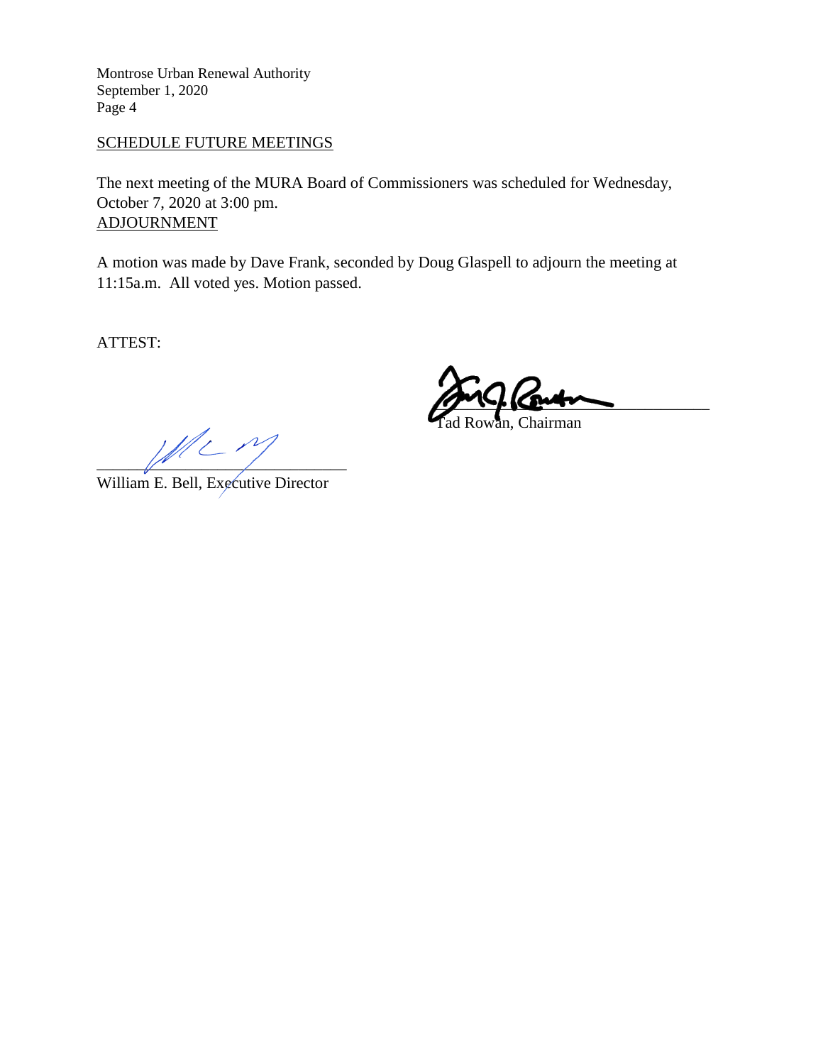SCHEDULE FUTURE MEETINGS

The next meeting of the MURA Board of Commissioners was scheduled for Wednesday, October 7, 2020 at 3:00 pm.

ADJOURNMENT

A motion was made by Dave Frank, seconded by Doug Glaspell to adjourn the meeting at 11:15a.m. All voted yes. Motion passed.

ATTEST:

\_\_\_\_\_\_\_\_\_\_\_\_\_\_\_\_\_\_\_\_\_\_\_\_\_\_\_\_\_\_
Tad Rowan, Chairman

\_\_\_\_\_\_\_\_\_\_\_\_\_\_\_\_\_\_\_\_\_\_\_\_\_\_\_\_\_\_
William E. Bell, Executive Director